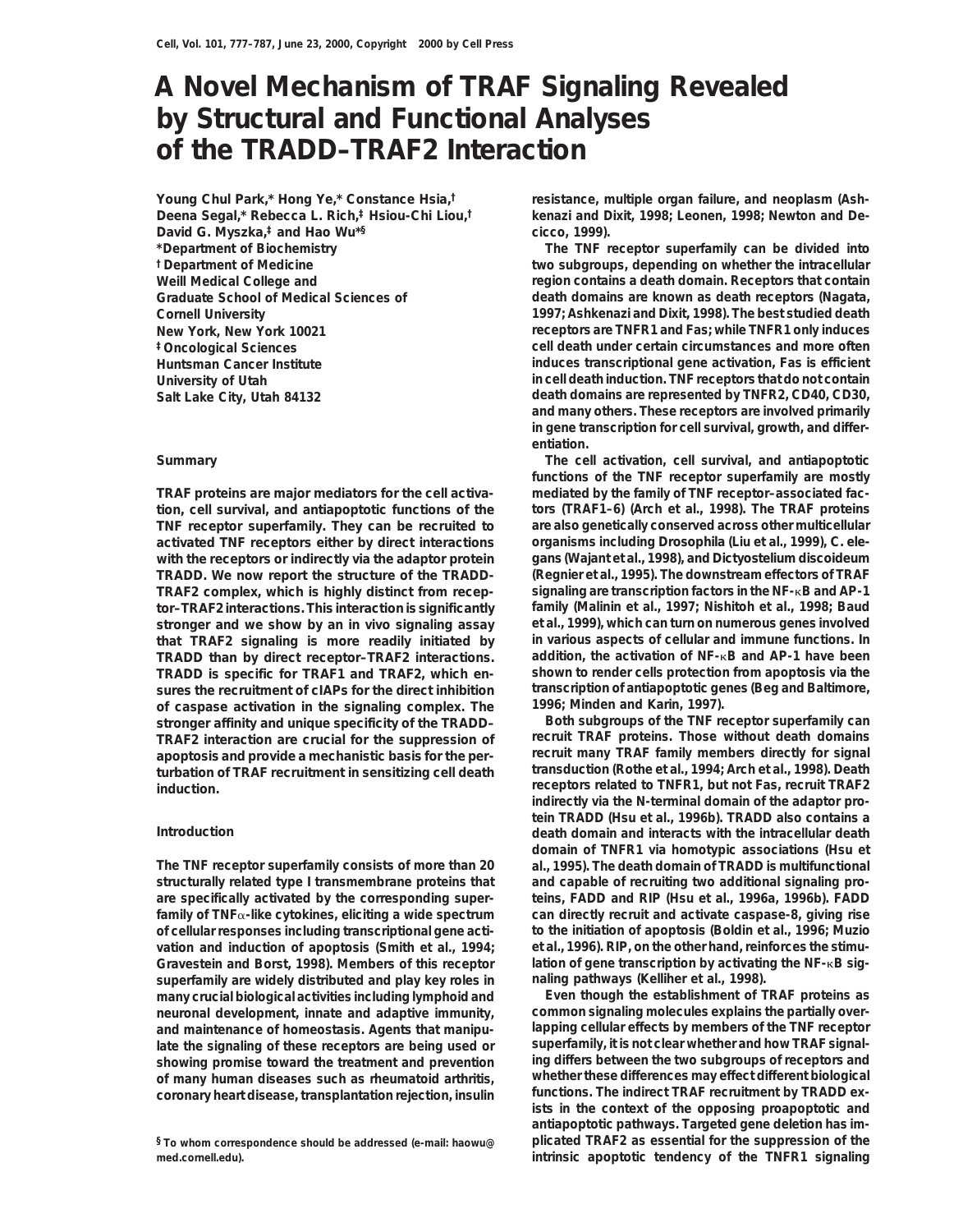# A Novel Mechanism of TRAF Signaling Revealed by Structural and Functional Analyses of the TRADD–TRAF2 Interaction

Young Chul Park,* Hong Ye,* Constance Hsia,† Deena Segal,* Rebecca L. Rich,‡ Hsiou-Chi Liou,† David G. Myszka,‡ and Hao Wu*§

*Department of Biochemistry
† Department of Medicine
Weill Medical College and
Graduate School of Medical Sciences of
Cornell University
New York, New York 10021
‡ Oncological Sciences
Huntsman Cancer Institute
University of Utah
Salt Lake City, Utah 84132

## Summary

TRAF proteins are major mediators for the cell activation, cell survival, and antiapoptotic functions of the TNF receptor superfamily. They can be recruited to activated TNF receptors either by direct interactions with the receptors or indirectly via the adaptor protein TRADD. We now report the structure of the TRADD-TRAF2 complex, which is highly distinct from receptor–TRAF2 interactions. This interaction is significantly stronger and we show by an in vivo signaling assay that TRAF2 signaling is more readily initiated by TRADD than by direct receptor–TRAF2 interactions. TRADD is specific for TRAF1 and TRAF2, which ensures the recruitment of cIAPs for the direct inhibition of caspase activation in the signaling complex. The stronger affinity and unique specificity of the TRADD–TRAF2 interaction are crucial for the suppression of apoptosis and provide a mechanistic basis for the perturbation of TRAF recruitment in sensitizing cell death induction.

## Introduction

The TNF receptor superfamily consists of more than 20 structurally related type I transmembrane proteins that are specifically activated by the corresponding superfamily of TNFα-like cytokines, eliciting a wide spectrum of cellular responses including transcriptional gene activation and induction of apoptosis (Smith et al., 1994; Gravestein and Borst, 1998). Members of this receptor superfamily are widely distributed and play key roles in many crucial biological activities including lymphoid and neuronal development, innate and adaptive immunity, and maintenance of homeostasis. Agents that manipulate the signaling of these receptors are being used or showing promise toward the treatment and prevention of many human diseases such as rheumatoid arthritis, coronary heart disease, transplantation rejection, insulin resistance, multiple organ failure, and neoplasm (Ashkenazi and Dixit, 1998; Leonen, 1998; Newton and Decicco, 1999).

The TNF receptor superfamily can be divided into two subgroups, depending on whether the intracellular region contains a death domain. Receptors that contain death domains are known as death receptors (Nagata, 1997; Ashkenazi and Dixit, 1998). The best studied death receptors are TNFR1 and Fas; while TNFR1 only induces cell death under certain circumstances and more often induces transcriptional gene activation, Fas is efficient in cell death induction. TNF receptors that do not contain death domains are represented by TNFR2, CD40, CD30, and many others. These receptors are involved primarily in gene transcription for cell survival, growth, and differentiation.

The cell activation, cell survival, and antiapoptotic functions of the TNF receptor superfamily are mostly mediated by the family of TNF receptor–associated factors (TRAF1–6) (Arch et al., 1998). The TRAF proteins are also genetically conserved across other multicellular organisms including Drosophila (Liu et al., 1999), C. elegans (Wajant et al., 1998), and Dictyostelium discoideum (Regnier et al., 1995). The downstream effectors of TRAF signaling are transcription factors in the NF-κB and AP-1 family (Malinin et al., 1997; Nishitoh et al., 1998; Baud et al., 1999), which can turn on numerous genes involved in various aspects of cellular and immune functions. In addition, the activation of NF-κB and AP-1 have been shown to render cells protection from apoptosis via the transcription of antiapoptotic genes (Beg and Baltimore, 1996; Minden and Karin, 1997).

Both subgroups of the TNF receptor superfamily can recruit TRAF proteins. Those without death domains recruit many TRAF family members directly for signal transduction (Rothe et al., 1994; Arch et al., 1998). Death receptors related to TNFR1, but not Fas, recruit TRAF2 indirectly via the N-terminal domain of the adaptor protein TRADD (Hsu et al., 1996b). TRADD also contains a death domain and interacts with the intracellular death domain of TNFR1 via homotypic associations (Hsu et al., 1995). The death domain of TRADD is multifunctional and capable of recruiting two additional signaling proteins, FADD and RIP (Hsu et al., 1996a, 1996b). FADD can directly recruit and activate caspase-8, giving rise to the initiation of apoptosis (Boldin et al., 1996; Muzio et al., 1996). RIP, on the other hand, reinforces the stimulation of gene transcription by activating the NF-κB signaling pathways (Kelliher et al., 1998).

Even though the establishment of TRAF proteins as common signaling molecules explains the partially overlapping cellular effects by members of the TNF receptor superfamily, it is not clear whether and how TRAF signaling differs between the two subgroups of receptors and whether these differences may effect different biological functions. The indirect TRAF recruitment by TRADD exists in the context of the opposing proapoptotic and antiapoptotic pathways. Targeted gene deletion has implicated TRAF2 as essential for the suppression of the intrinsic apoptotic tendency of the TNFR1 signaling

§ To whom correspondence should be addressed (e-mail: haowu@med.cornell.edu).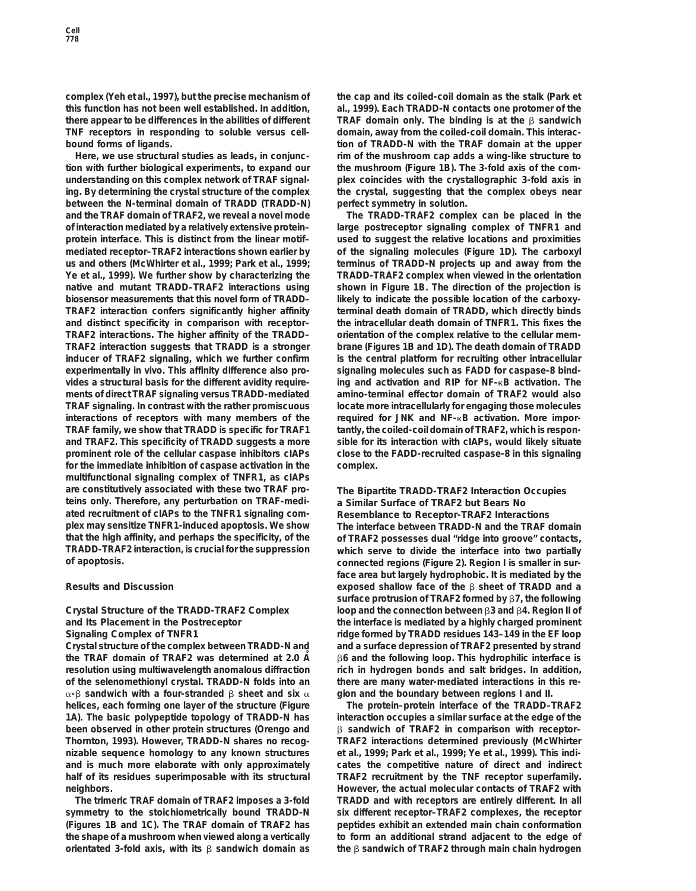complex (Yeh et al., 1997), but the precise mechanism of this function has not been well established. In addition, there appear to be differences in the abilities of different TNF receptors in responding to soluble versus cell-bound forms of ligands.

Here, we use structural studies as leads, in conjunction with further biological experiments, to expand our understanding on this complex network of TRAF signaling. By determining the crystal structure of the complex between the N-terminal domain of TRADD (TRADD-N) and the TRAF domain of TRAF2, we reveal a novel mode of interaction mediated by a relatively extensive protein–protein interface. This is distinct from the linear motif-mediated receptor–TRAF2 interactions shown earlier by us and others (McWhirter et al., 1999; Park et al., 1999; Ye et al., 1999). We further show by characterizing the native and mutant TRADD–TRAF2 interactions using biosensor measurements that this novel form of TRADD–TRAF2 interaction confers significantly higher affinity and distinct specificity in comparison with receptor–TRAF2 interactions. The higher affinity of the TRADD–TRAF2 interaction suggests that TRADD is a stronger inducer of TRAF2 signaling, which we further confirm experimentally in vivo. This affinity difference also provides a structural basis for the different avidity requirements of direct TRAF signaling versus TRADD-mediated TRAF signaling. In contrast with the rather promiscuous interactions of receptors with many members of the TRAF family, we show that TRADD is specific for TRAF1 and TRAF2. This specificity of TRADD suggests a more prominent role of the cellular caspase inhibitors cIAPs for the immediate inhibition of caspase activation in the multifunctional signaling complex of TNFR1, as cIAPs are constitutively associated with these two TRAF proteins only. Therefore, any perturbation on TRAF-mediated recruitment of cIAPs to the TNFR1 signaling complex may sensitize TNFR1-induced apoptosis. We show that the high affinity, and perhaps the specificity, of the TRADD-TRAF2 interaction, is crucial for the suppression of apoptosis.

## Results and Discussion

### Crystal Structure of the TRADD-TRAF2 Complex and Its Placement in the Postreceptor Signaling Complex of TNFR1

Crystal structure of the complex between TRADD-N and the TRAF domain of TRAF2 was determined at 2.0 Å resolution using multiwavelength anomalous diffraction of the selenomethionyl crystal. TRADD-N folds into an α-β sandwich with a four-stranded β sheet and six α helices, each forming one layer of the structure (Figure 1A). The basic polypeptide topology of TRADD-N has been observed in other protein structures (Orengo and Thornton, 1993). However, TRADD-N shares no recognizable sequence homology to any known structures and is much more elaborate with only approximately half of its residues superimposable with its structural neighbors.

The trimeric TRAF domain of TRAF2 imposes a 3-fold symmetry to the stoichiometrically bound TRADD-N (Figures 1B and 1C). The TRAF domain of TRAF2 has the shape of a mushroom when viewed along a vertically orientated 3-fold axis, with its β sandwich domain as the cap and its coiled-coil domain as the stalk (Park et al., 1999). Each TRADD-N contacts one protomer of the TRAF domain only. The binding is at the β sandwich domain, away from the coiled-coil domain. This interaction of TRADD-N with the TRAF domain at the upper rim of the mushroom cap adds a wing-like structure to the mushroom (Figure 1B). The 3-fold axis of the complex coincides with the crystallographic 3-fold axis in the crystal, suggesting that the complex obeys near perfect symmetry in solution.

The TRADD-TRAF2 complex can be placed in the large postreceptor signaling complex of TNFR1 and used to suggest the relative locations and proximities of the signaling molecules (Figure 1D). The carboxyl terminus of TRADD-N projects up and away from the TRADD-TRAF2 complex when viewed in the orientation shown in Figure 1B. The direction of the projection is likely to indicate the possible location of the carboxy-terminal death domain of TRADD, which directly binds the intracellular death domain of TNFR1. This fixes the orientation of the complex relative to the cellular membrane (Figures 1B and 1D). The death domain of TRADD is the central platform for recruiting other intracellular signaling molecules such as FADD for caspase-8 binding and activation and RIP for NF-κB activation. The amino-terminal effector domain of TRAF2 would also locate more intracellularly for engaging those molecules required for JNK and NF-κB activation. More importantly, the coiled-coil domain of TRAF2, which is responsible for its interaction with cIAPs, would likely situate close to the FADD-recruited caspase-8 in this signaling complex.

### The Bipartite TRADD-TRAF2 Interaction Occupies a Similar Surface of TRAF2 but Bears No Resemblance to Receptor-TRAF2 Interactions

The interface between TRADD-N and the TRAF domain of TRAF2 possesses dual "ridge into groove" contacts, which serve to divide the interface into two partially connected regions (Figure 2). Region I is smaller in surface area but largely hydrophobic. It is mediated by the exposed shallow face of the β sheet of TRADD and a surface protrusion of TRAF2 formed by β7, the following loop and the connection between β3 and β4. Region II of the interface is mediated by a highly charged prominent ridge formed by TRADD residues 143–149 in the EF loop and a surface depression of TRAF2 presented by strand β6 and the following loop. This hydrophilic interface is rich in hydrogen bonds and salt bridges. In addition, there are many water-mediated interactions in this region and the boundary between regions I and II.

The protein–protein interface of the TRADD–TRAF2 interaction occupies a similar surface at the edge of the β sandwich of TRAF2 in comparison with receptor-TRAF2 interactions determined previously (McWhirter et al., 1999; Park et al., 1999; Ye et al., 1999). This indicates the competitive nature of direct and indirect TRAF2 recruitment by the TNF receptor superfamily. However, the actual molecular contacts of TRAF2 with TRADD and with receptors are entirely different. In all six different receptor–TRAF2 complexes, the receptor peptides exhibit an extended main chain conformation to form an additional strand adjacent to the edge of the β sandwich of TRAF2 through main chain hydrogen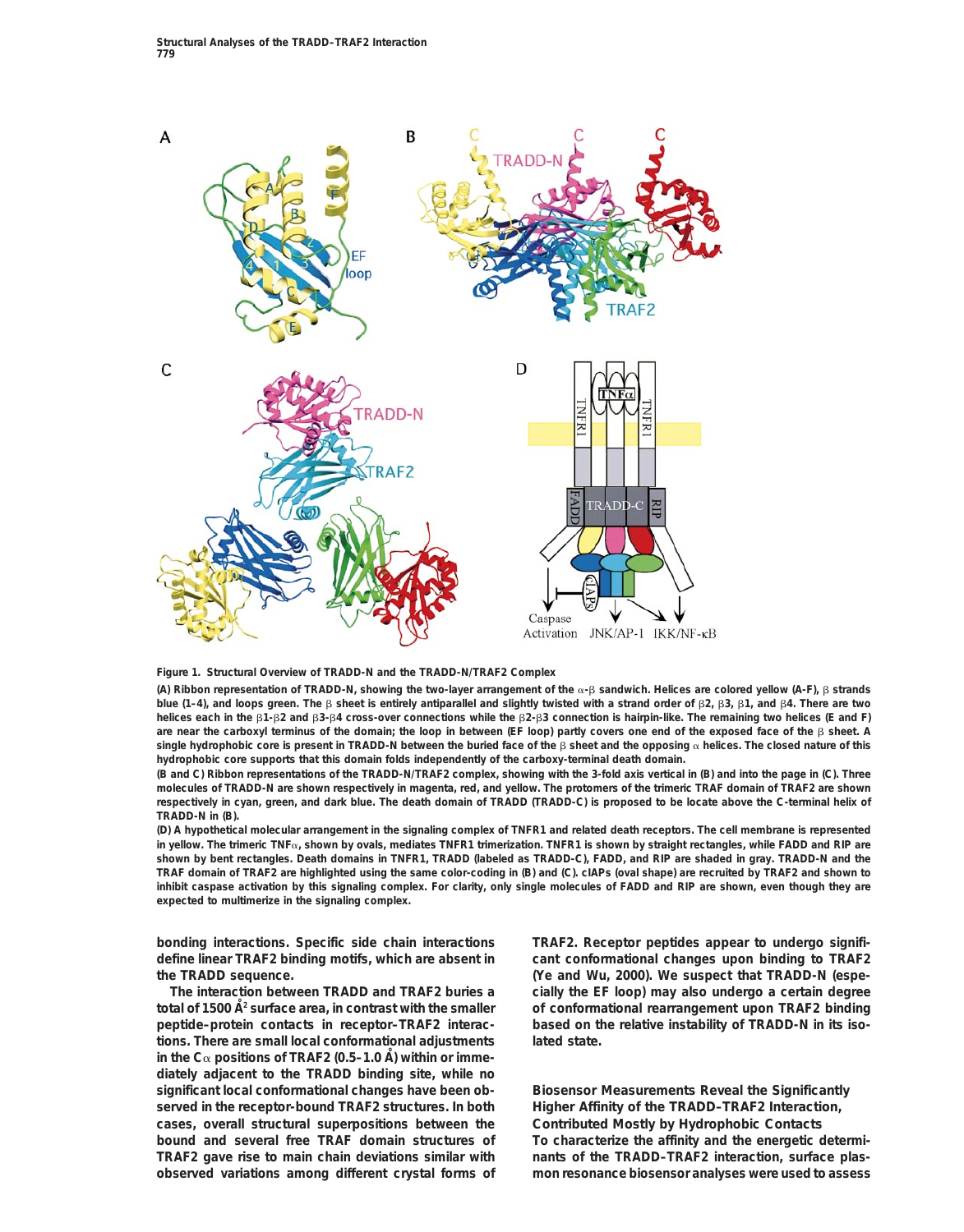**Figure 1. Structural Overview of TRADD-N and the TRADD-N/TRAF2 Complex**

(A) Ribbon representation of TRADD-N, showing the two-layer arrangement of the α-β sandwich. Helices are colored yellow (A-F), β strands blue (1–4), and loops green. The β sheet is entirely antiparallel and slightly twisted with a strand order of β2, β3, β1, and β4. There are two helices each in the β1-β2 and β3-β4 cross-over connections while the β2-β3 connection is hairpin-like. The remaining two helices (E and F) are near the carboxyl terminus of the domain; the loop in between (EF loop) partly covers one end of the exposed face of the β sheet. A single hydrophobic core is present in TRADD-N between the buried face of the β sheet and the opposing α helices. The closed nature of this hydrophobic core supports that this domain folds independently of the carboxy-terminal death domain.

(B and C) Ribbon representations of the TRADD-N/TRAF2 complex, showing with the 3-fold axis vertical in (B) and into the page in (C). Three molecules of TRADD-N are shown respectively in magenta, red, and yellow. The protomers of the trimeric TRAF domain of TRAF2 are shown respectively in cyan, green, and dark blue. The death domain of TRADD (TRADD-C) is proposed to be locate above the C-terminal helix of TRADD-N in (B).

(D) A hypothetical molecular arrangement in the signaling complex of TNFR1 and related death receptors. The cell membrane is represented in yellow. The trimeric TNFα, shown by ovals, mediates TNFR1 trimerization. TNFR1 is shown by straight rectangles, while FADD and RIP are shown by bent rectangles. Death domains in TNFR1, TRADD (labeled as TRADD-C), FADD, and RIP are shaded in gray. TRADD-N and the TRAF domain of TRAF2 are highlighted using the same color-coding in (B) and (C). cIAPs (oval shape) are recruited by TRAF2 and shown to inhibit caspase activation by this signaling complex. For clarity, only single molecules of FADD and RIP are shown, even though they are expected to multimerize in the signaling complex.

bonding interactions. Specific side chain interactions define linear TRAF2 binding motifs, which are absent in the TRADD sequence.

The interaction between TRADD and TRAF2 buries a total of 1500 $Å^2$ surface area, in contrast with the smaller peptide–protein contacts in receptor–TRAF2 interactions. There are small local conformational adjustments in the Cα positions of TRAF2 (0.5–1.0 Å) within or immediately adjacent to the TRADD binding site, while no significant local conformational changes have been observed in the receptor-bound TRAF2 structures. In both cases, overall structural superpositions between the bound and several free TRAF domain structures of TRAF2 gave rise to main chain deviations similar with observed variations among different crystal forms of TRAF2. Receptor peptides appear to undergo significant conformational changes upon binding to TRAF2 (Ye and Wu, 2000). We suspect that TRADD-N (especially the EF loop) may also undergo a certain degree of conformational rearrangement upon TRAF2 binding based on the relative instability of TRADD-N in its isolated state.

## Biosensor Measurements Reveal the Significantly Higher Affinity of the TRADD–TRAF2 Interaction, Contributed Mostly by Hydrophobic Contacts

To characterize the affinity and the energetic determinants of the TRADD–TRAF2 interaction, surface plasmon resonance biosensor analyses were used to assess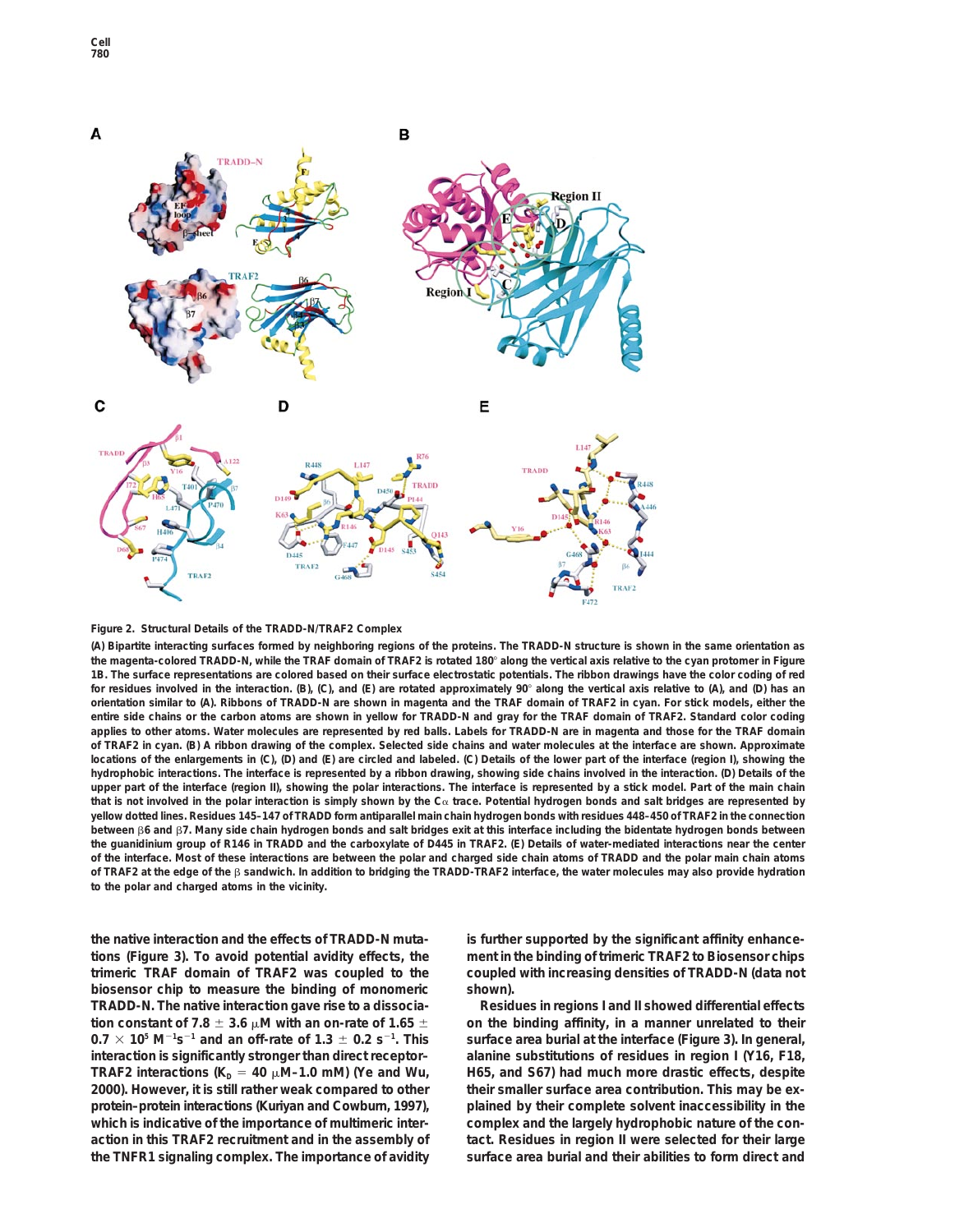**Figure 2. Structural Details of the TRADD-N/TRAF2 Complex**

(A) Bipartite interacting surfaces formed by neighboring regions of the proteins. The TRADD-N structure is shown in the same orientation as the magenta-colored TRADD-N, while the TRAF domain of TRAF2 is rotated 180° along the vertical axis relative to the cyan protomer in Figure 1B. The surface representations are colored based on their surface electrostatic potentials. The ribbon drawings have the color coding of red for residues involved in the interaction. (B), (C), and (E) are rotated approximately 90° along the vertical axis relative to (A), and (D) has an orientation similar to (A). Ribbons of TRADD-N are shown in magenta and the TRAF domain of TRAF2 in cyan. For stick models, either the entire side chains or the carbon atoms are shown in yellow for TRADD-N and gray for the TRAF domain of TRAF2. Standard color coding applies to other atoms. Water molecules are represented by red balls. Labels for TRADD-N are in magenta and those for the TRAF domain of TRAF2 in cyan. (B) A ribbon drawing of the complex. Selected side chains and water molecules at the interface are shown. Approximate locations of the enlargements in (C), (D) and (E) are circled and labeled. (C) Details of the lower part of the interface (region I), showing the hydrophobic interactions. The interface is represented by a ribbon drawing, showing side chains involved in the interaction. (D) Details of the upper part of the interface (region II), showing the polar interactions. The interface is represented by a stick model. Part of the main chain that is not involved in the polar interaction is simply shown by the Cα trace. Potential hydrogen bonds and salt bridges are represented by yellow dotted lines. Residues 145–147 of TRADD form antiparallel main chain hydrogen bonds with residues 448–450 of TRAF2 in the connection between β6 and β7. Many side chain hydrogen bonds and salt bridges exit at this interface including the bidentate hydrogen bonds between the guanidinium group of R146 in TRADD and the carboxylate of D445 in TRAF2. (E) Details of water-mediated interactions near the center of the interface. Most of these interactions are between the polar and charged side chain atoms of TRADD and the polar main chain atoms of TRAF2 at the edge of the β sandwich. In addition to bridging the TRADD-TRAF2 interface, the water molecules may also provide hydration to the polar and charged atoms in the vicinity.

the native interaction and the effects of TRADD-N mutations (Figure 3). To avoid potential avidity effects, the trimeric TRAF domain of TRAF2 was coupled to the biosensor chip to measure the binding of monomeric TRADD-N. The native interaction gave rise to a dissociation constant of 7.8 ± 3.6 μM with an on-rate of 1.65 ± 0.7 × $10^5$ $M^{-1}s^{-1}$ and an off-rate of 1.3 ± 0.2 $s^{-1}$. This interaction is significantly stronger than direct receptor-TRAF2 interactions ($K_D$ = 40 μM–1.0 mM) (Ye and Wu, 2000). However, it is still rather weak compared to other protein-protein interactions (Kuriyan and Cowburn, 1997), which is indicative of the importance of multimeric interaction in this TRAF2 recruitment and in the assembly of the TNFR1 signaling complex. The importance of avidity is further supported by the significant affinity enhancement in the binding of trimeric TRAF2 to Biosensor chips coupled with increasing densities of TRADD-N (data not shown).

Residues in regions I and II showed differential effects on the binding affinity, in a manner unrelated to their surface area burial at the interface (Figure 3). In general, alanine substitutions of residues in region I (Y16, F18, H65, and S67) had much more drastic effects, despite their smaller surface area contribution. This may be explained by their complete solvent inaccessibility in the complex and the largely hydrophobic nature of the contact. Residues in region II were selected for their large surface area burial and their abilities to form direct and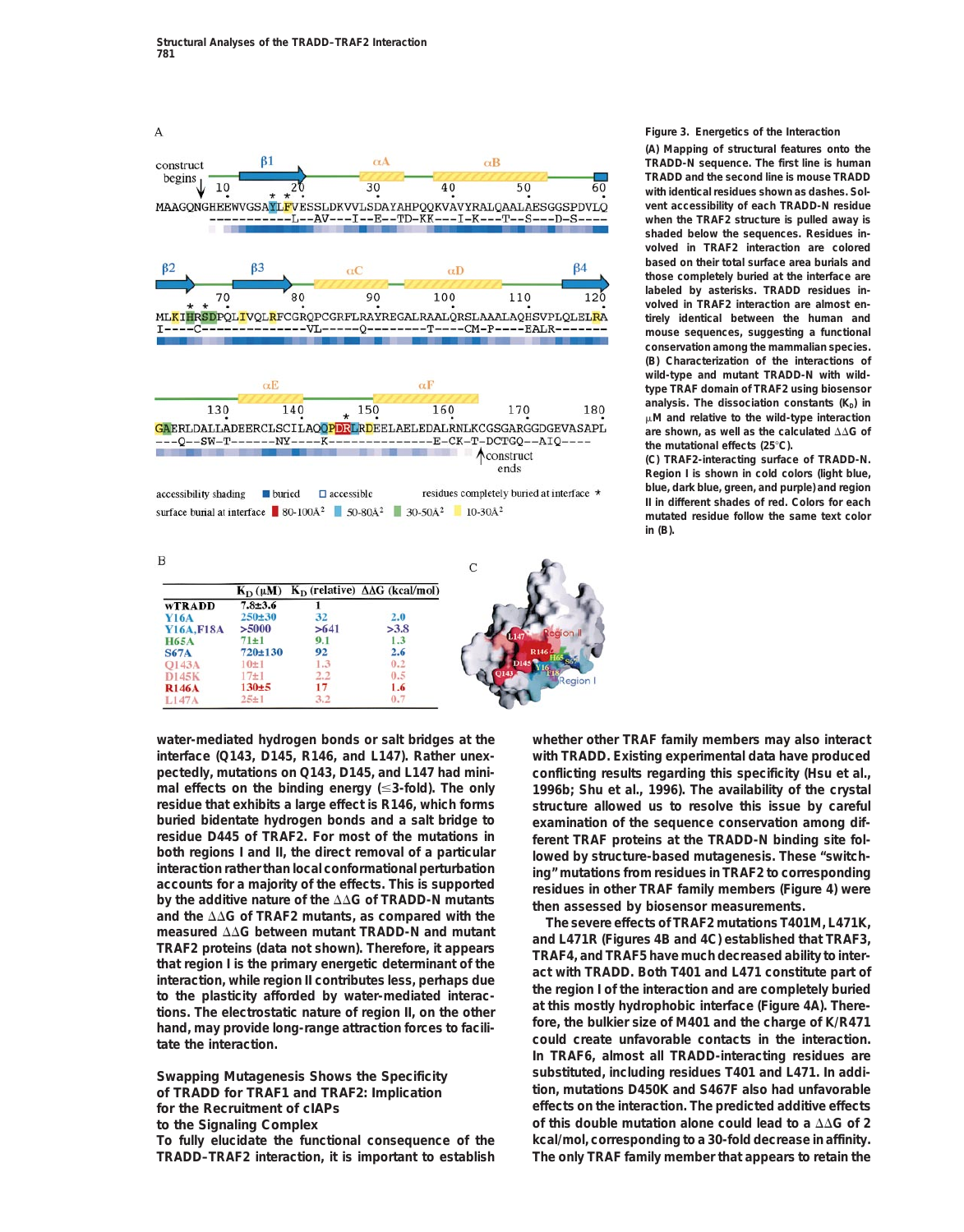**Figure 3. Energetics of the Interaction**

(A) Mapping of structural features onto the TRADD-N sequence. The first line is human TRADD and the second line is mouse TRADD with identical residues shown as dashes. Solvent accessibility of each TRADD-N residue when the TRAF2 structure is pulled away is shaded below the sequences. Residues involved in TRAF2 interaction are colored based on their total surface area burials and those completely buried at the interface are labeled by asterisks. TRADD residues involved in TRAF2 interaction are almost entirely identical between the human and mouse sequences, suggesting a functional conservation among the mammalian species.

(B) Characterization of the interactions of wild-type and mutant TRADD-N with wild-type TRAF domain of TRAF2 using biosensor analysis. The dissociation constants ($K_D$) in μM and relative to the wild-type interaction are shown, as well as the calculated ΔΔG of the mutational effects (25°C).

(C) TRAF2-interacting surface of TRADD-N. Region I is shown in cold colors (light blue, blue, dark blue, green, and purple) and region II in different shades of red. Colors for each mutated residue follow the same text color in (B).

| | $K_D$ (μM) | $K_D$ (relative) | ΔΔG (kcal/mol) |
|---|---|---|---|
| wTRADD | 7.8±3.6 | 1 | |
| Y16A | 250±30 | 32 | 2.0 |
| Y16A,F18A | >5000 | >641 | >3.8 |
| H65A | 71±1 | 9.1 | 1.3 |
| S67A | 720±130 | 92 | 2.6 |
| Q143A | 10±1 | 1.3 | 0.2 |
| D145K | 17±1 | 2.2 | 0.5 |
| R146A | 130±5 | 17 | 1.6 |
| L147A | 25±1 | 3.2 | 0.7 |

water-mediated hydrogen bonds or salt bridges at the interface (Q143, D145, R146, and L147). Rather unexpectedly, mutations on Q143, D145, and L147 had minimal effects on the binding energy (≤3-fold). The only residue that exhibits a large effect is R146, which forms buried bidentate hydrogen bonds and a salt bridge to residue D445 of TRAF2. For most of the mutations in both regions I and II, the direct removal of a particular interaction rather than local conformational perturbation accounts for a majority of the effects. This is supported by the additive nature of the ΔΔG of TRADD-N mutants and the ΔΔG of TRAF2 mutants, as compared with the measured ΔΔG between mutant TRADD-N and mutant TRAF2 proteins (data not shown). Therefore, it appears that region I is the primary energetic determinant of the interaction, while region II contributes less, perhaps due to the plasticity afforded by water-mediated interactions. The electrostatic nature of region II, on the other hand, may provide long-range attraction forces to facilitate the interaction.

## Swapping Mutagenesis Shows the Specificity of TRADD for TRAF1 and TRAF2: Implication for the Recruitment of cIAPs to the Signaling Complex

To fully elucidate the functional consequence of the TRADD–TRAF2 interaction, it is important to establish whether other TRAF family members may also interact with TRADD. Existing experimental data have produced conflicting results regarding this specificity (Hsu et al., 1996b; Shu et al., 1996). The availability of the crystal structure allowed us to resolve this issue by careful examination of the sequence conservation among different TRAF proteins at the TRADD-N binding site followed by structure-based mutagenesis. These "switching" mutations from residues in TRAF2 to corresponding residues in other TRAF family members (Figure 4) were then assessed by biosensor measurements.

The severe effects of TRAF2 mutations T401M, L471K, and L471R (Figures 4B and 4C) established that TRAF3, TRAF4, and TRAF5 have much decreased ability to interact with TRADD. Both T401 and L471 constitute part of the region I of the interaction and are completely buried at this mostly hydrophobic interface (Figure 4A). Therefore, the bulkier size of M401 and the charge of K/R471 could create unfavorable contacts in the interaction. In TRAF6, almost all TRADD-interacting residues are substituted, including residues T401 and L471. In addition, mutations D450K and S467F also had unfavorable effects on the interaction. The predicted additive effects of this double mutation alone could lead to a ΔΔG of 2 kcal/mol, corresponding to a 30-fold decrease in affinity. The only TRAF family member that appears to retain the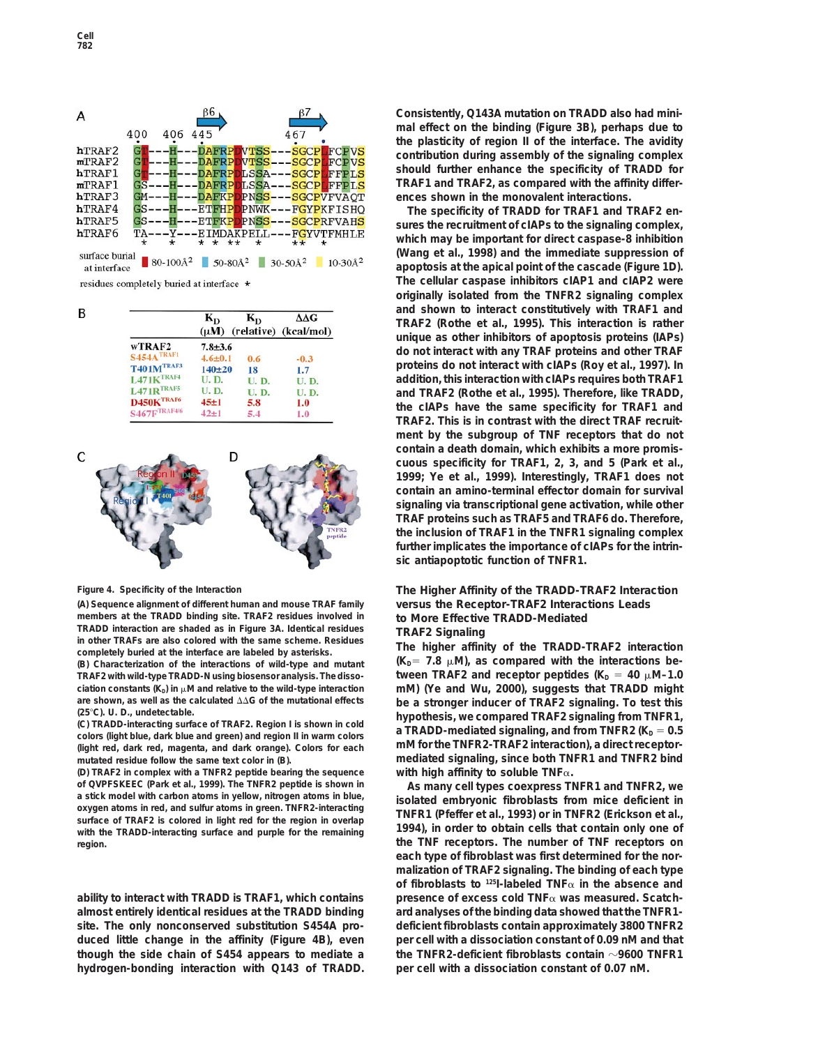Consistently, Q143A mutation on TRADD also had minimal effect on the binding (Figure 3B), perhaps due to the plasticity of region II of the interface. The avidity contribution during assembly of the signaling complex should further enhance the specificity of TRADD for TRAF1 and TRAF2, as compared with the affinity differences shown in the monovalent interactions.

The specificity of TRADD for TRAF1 and TRAF2 ensures the recruitment of cIAPs to the signaling complex, which may be important for direct caspase-8 inhibition (Wang et al., 1998) and the immediate suppression of apoptosis at the apical point of the cascade (Figure 1D). The cellular caspase inhibitors cIAP1 and cIAP2 were originally isolated from the TNFR2 signaling complex and shown to interact constitutively with TRAF1 and TRAF2 (Rothe et al., 1995). This interaction is rather unique as other inhibitors of apoptosis proteins (IAPs) do not interact with any TRAF proteins and other TRAF proteins do not interact with cIAPs (Roy et al., 1997). In addition, this interaction with cIAPs requires both TRAF1 and TRAF2 (Rothe et al., 1995). Therefore, like TRADD, the cIAPs have the same specificity for TRAF1 and TRAF2. This is in contrast with the direct TRAF recruitment by the subgroup of TNF receptors that do not contain a death domain, which exhibits a more promiscuous specificity for TRAF1, 2, 3, and 5 (Park et al., 1999; Ye et al., 1999). Interestingly, TRAF1 does not contain an amino-terminal effector domain for survival signaling via transcriptional gene activation, while other TRAF proteins such as TRAF5 and TRAF6 do. Therefore, the inclusion of TRAF1 in the TNFR1 signaling complex further implicates the importance of cIAPs for the intrinsic antiapoptotic function of TNFR1.

| | $K_D$ ($\mu$M) | $K_D$ (relative) | $\Delta\Delta G$ (kcal/mol) |
|---|---|---|---|
| wTRAF2 | 7.8±3.6 | | |
| S454A[TRAF1] | 4.6±0.1 | 0.6 | -0.3 |
| T401M[TRAF3] | 140±20 | 18 | 1.7 |
| L471K[TRAF4] | U. D. | U. D. | U. D. |
| L471R[TRAF5] | U. D. | U. D. | U. D. |
| D450K[TRAF6] | 45±1 | 5.8 | 1.0 |
| S467F[TRAF4/6] | 42±1 | 5.4 | 1.0 |

**Figure 4. Specificity of the Interaction**

(A) Sequence alignment of different human and mouse TRAF family members at the TRADD binding site. TRAF2 residues involved in TRADD interaction are shaded as in Figure 3A. Identical residues in other TRAFs are also colored with the same scheme. Residues completely buried at the interface are labeled by asterisks.

(B) Characterization of the interactions of wild-type and mutant TRAF2 with wild-type TRADD-N using biosensor analysis. The dissociation constants ($K_D$) in $\mu$M and relative to the wild-type interaction are shown, as well as the calculated $\Delta\Delta G$ of the mutational effects (25°C). U. D., undetectable.

(C) TRADD-interacting surface of TRAF2. Region I is shown in cold colors (light blue, dark blue and green) and region II in warm colors (light red, dark red, magenta, and dark orange). Colors for each mutated residue follow the same text color in (B).

(D) TRAF2 in complex with a TNFR2 peptide bearing the sequence of QVPFSKEEC (Park et al., 1999). The TNFR2 peptide is shown in a stick model with carbon atoms in yellow, nitrogen atoms in blue, oxygen atoms in red, and sulfur atoms in green. TNFR2-interacting surface of TRAF2 is colored in light red for the region in overlap with the TRADD-interacting surface and purple for the remaining region.

ability to interact with TRADD is TRAF1, which contains almost entirely identical residues at the TRADD binding site. The only nonconserved substitution S454A produced little change in the affinity (Figure 4B), even though the side chain of S454 appears to mediate a hydrogen-bonding interaction with Q143 of TRADD.

## The Higher Affinity of the TRADD-TRAF2 Interaction versus the Receptor-TRAF2 Interactions Leads to More Effective TRADD-Mediated TRAF2 Signaling

The higher affinity of the TRADD-TRAF2 interaction ($K_D$ = 7.8 $\mu$M), as compared with the interactions between TRAF2 and receptor peptides ($K_D$ = 40 $\mu$M–1.0 mM) (Ye and Wu, 2000), suggests that TRADD might be a stronger inducer of TRAF2 signaling. To test this hypothesis, we compared TRAF2 signaling from TNFR1, a TRADD-mediated signaling, and from TNFR2 ($K_D$ = 0.5 mM for the TNFR2-TRAF2 interaction), a direct receptor-mediated signaling, since both TNFR1 and TNFR2 bind with high affinity to soluble TNF$\alpha$.

As many cell types coexpress TNFR1 and TNFR2, we isolated embryonic fibroblasts from mice deficient in TNFR1 (Pfeffer et al., 1993) or in TNFR2 (Erickson et al., 1994), in order to obtain cells that contain only one of the TNF receptors. The number of TNF receptors on each type of fibroblast was first determined for the normalization of TRAF2 signaling. The binding of each type of fibroblasts to $^{125}$I-labeled TNF$\alpha$ in the absence and presence of excess cold TNF$\alpha$ was measured. Scatchard analyses of the binding data showed that the TNFR1-deficient fibroblasts contain approximately 3800 TNFR2 per cell with a dissociation constant of 0.09 nM and that the TNFR2-deficient fibroblasts contain ~9600 TNFR1 per cell with a dissociation constant of 0.07 nM.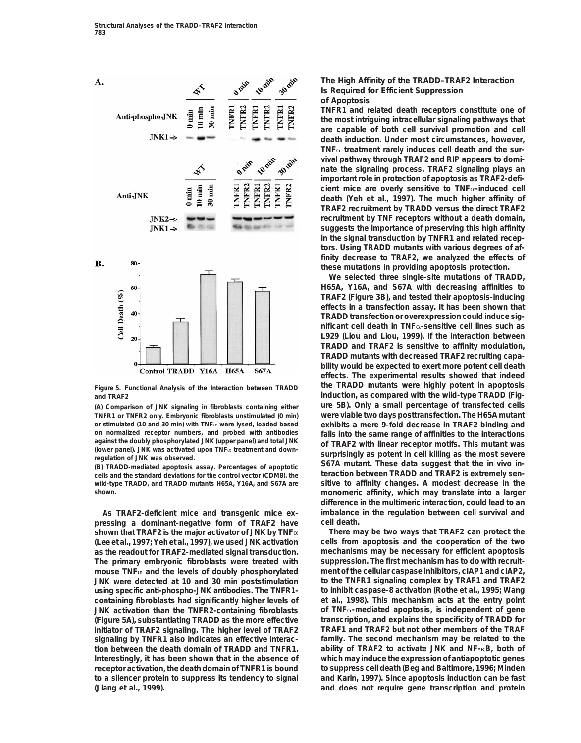Figure 5. Functional Analysis of the Interaction between TRADD and TRAF2

(A) Comparison of JNK signaling in fibroblasts containing either TNFR1 or TNFR2 only. Embryonic fibroblasts unstimulated (0 min) or stimulated (10 and 30 min) with TNFα were lysed, loaded based on normalized receptor numbers, and probed with antibodies against the doubly phosphorylated JNK (upper panel) and total JNK (lower panel). JNK was activated upon TNFα treatment and downregulation of JNK was observed.

(B) TRADD-mediated apoptosis assay. Percentages of apoptotic cells and the standard deviations for the control vector (CDM8), the wild-type TRADD, and TRADD mutants H65A, Y16A, and S67A are shown.

As TRAF2-deficient mice and transgenic mice expressing a dominant-negative form of TRAF2 have shown that TRAF2 is the major activator of JNK by TNFα (Lee et al., 1997; Yeh et al., 1997), we used JNK activation as the readout for TRAF2-mediated signal transduction. The primary embryonic fibroblasts were treated with mouse TNFα and the levels of doubly phosphorylated JNK were detected at 10 and 30 min poststimulation using specific anti-phospho-JNK antibodies. The TNFR1-containing fibroblasts had significantly higher levels of JNK activation than the TNFR2-containing fibroblasts (Figure 5A), substantiating TRADD as the more effective initiator of TRAF2 signaling. The higher level of TRAF2 signaling by TNFR1 also indicates an effective interaction between the death domain of TRADD and TNFR1. Interestingly, it has been shown that in the absence of receptor activation, the death domain of TNFR1 is bound to a silencer protein to suppress its tendency to signal (Jiang et al., 1999).

## The High Affinity of the TRADD–TRAF2 Interaction Is Required for Efficient Suppression of Apoptosis

TNFR1 and related death receptors constitute one of the most intriguing intracellular signaling pathways that are capable of both cell survival promotion and cell death induction. Under most circumstances, however, TNFα treatment rarely induces cell death and the survival pathway through TRAF2 and RIP appears to dominate the signaling process. TRAF2 signaling plays an important role in protection of apoptosis as TRAF2-deficient mice are overly sensitive to TNFα-induced cell death (Yeh et al., 1997). The much higher affinity of TRAF2 recruitment by TRADD versus the direct TRAF2 recruitment by TNF receptors without a death domain, suggests the importance of preserving this high affinity in the signal transduction by TNFR1 and related receptors. Using TRADD mutants with various degrees of affinity decrease to TRAF2, we analyzed the effects of these mutations in providing apoptosis protection.

We selected three single-site mutations of TRADD, H65A, Y16A, and S67A with decreasing affinities to TRAF2 (Figure 3B), and tested their apoptosis-inducing effects in a transfection assay. It has been shown that TRADD transfection or overexpression could induce significant cell death in TNFα-sensitive cell lines such as L929 (Liou and Liou, 1999). If the interaction between TRADD and TRAF2 is sensitive to affinity modulation, TRADD mutants with decreased TRAF2 recruiting capability would be expected to exert more potent cell death effects. The experimental results showed that indeed the TRADD mutants were highly potent in apoptosis induction, as compared with the wild-type TRADD (Figure 5B). Only a small percentage of transfected cells were viable two days posttransfection. The H65A mutant exhibits a mere 9-fold decrease in TRAF2 binding and falls into the same range of affinities to the interactions of TRAF2 with linear receptor motifs. This mutant was surprisingly as potent in cell killing as the most severe S67A mutant. These data suggest that the in vivo interaction between TRADD and TRAF2 is extremely sensitive to affinity changes. A modest decrease in the monomeric affinity, which may translate into a larger difference in the multimeric interaction, could lead to an imbalance in the regulation between cell survival and cell death.

There may be two ways that TRAF2 can protect the cells from apoptosis and the cooperation of the two mechanisms may be necessary for efficient apoptosis suppression. The first mechanism has to do with recruitment of the cellular caspase inhibitors, cIAP1 and cIAP2, to the TNFR1 signaling complex by TRAF1 and TRAF2 to inhibit caspase-8 activation (Rothe et al., 1995; Wang et al., 1998). This mechanism acts at the entry point of TNFα-mediated apoptosis, is independent of gene transcription, and explains the specificity of TRADD for TRAF1 and TRAF2 but not other members of the TRAF family. The second mechanism may be related to the ability of TRAF2 to activate JNK and NF-κB, both of which may induce the expression of antiapoptotic genes to suppress cell death (Beg and Baltimore, 1996; Minden and Karin, 1997). Since apoptosis induction can be fast and does not require gene transcription and protein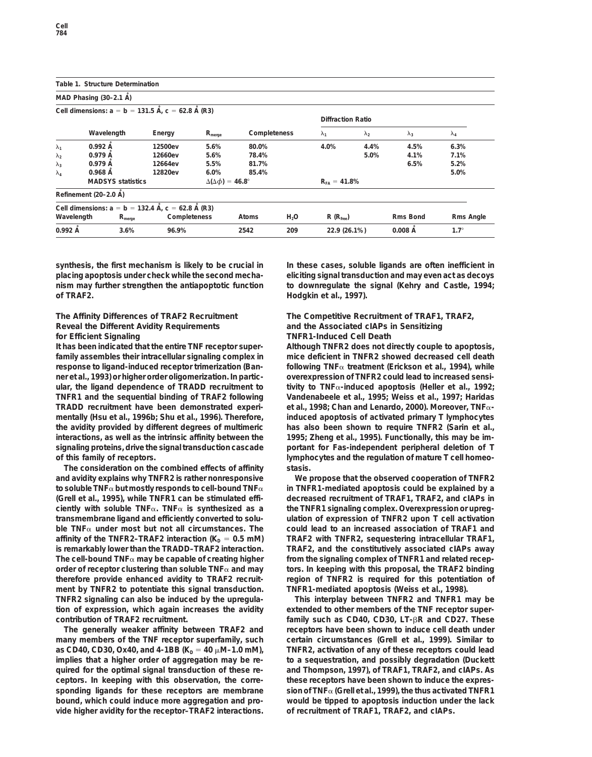**Table 1. Structure Determination**

**MAD Phasing (30–2.1 Å)**

**Cell dimensions: a = b = 131.5 Å, c = 62.8 Å (R3)**

| | Wavelength | Energy | $R_{merge}$ | Completeness | Diffraction Ratio $\lambda_1$ | $\lambda_2$ | $\lambda_3$ | $\lambda_4$ |
|---|---|---|---|---|---|---|---|---|
| $\lambda_1$ | 0.992 Å | 12500ev | 5.6% | 80.0% | 4.0% | 4.4% | 4.5% | 6.3% |
| $\lambda_2$ | 0.979 Å | 12660ev | 5.6% | 78.4% | | 5.0% | 4.1% | 7.1% |
| $\lambda_3$ | 0.979 Å | 12664ev | 5.5% | 81.7% | | | 6.5% | 5.2% |
| $\lambda_4$ | 0.968 Å | 12820ev | 6.0% | 85.4% | | | | 5.0% |
| | MADSYS statistics | | $\Delta(\Delta\phi) = 46.8°$ | | $R_{FA} = 41.8\%$ | | | |

**Refinement (20–2.0 Å)**

**Cell dimensions: a = b = 132.4 Å, c = 62.8 Å (R3)**

| Wavelength | $R_{merge}$ | Completeness | Atoms | $H_2O$ | R ($R_{free}$) | Rms Bond | Rms Angle |
|---|---|---|---|---|---|---|---|
| 0.992 Å | 3.6% | 96.9% | 2542 | 209 | 22.9 (26.1%) | 0.008 Å | 1.7° |

synthesis, the first mechanism is likely to be crucial in placing apoptosis under check while the second mechanism may further strengthen the antiapoptotic function of TRAF2.

## The Affinity Differences of TRAF2 Recruitment Reveal the Different Avidity Requirements for Efficient Signaling

It has been indicated that the entire TNF receptor superfamily assembles their intracellular signaling complex in response to ligand-induced receptor trimerization (Banner et al., 1993) or higher order oligomerization. In particular, the ligand dependence of TRADD recruitment to TNFR1 and the sequential binding of TRAF2 following TRADD recruitment have been demonstrated experimentally (Hsu et al., 1996b; Shu et al., 1996). Therefore, the avidity provided by different degrees of multimeric interactions, as well as the intrinsic affinity between the signaling proteins, drive the signal transduction cascade of this family of receptors.

The consideration on the combined effects of affinity and avidity explains why TNFR2 is rather nonresponsive to soluble TNFα but mostly responds to cell-bound TNFα (Grell et al., 1995), while TNFR1 can be stimulated efficiently with soluble TNFα. TNFα is synthesized as a transmembrane ligand and efficiently converted to soluble TNFα under most but not all circumstances. The affinity of the TNFR2–TRAF2 interaction ($K_D$ = 0.5 mM) is remarkably lower than the TRADD–TRAF2 interaction. The cell-bound TNFα may be capable of creating higher order of receptor clustering than soluble TNFα and may therefore provide enhanced avidity to TRAF2 recruitment by TNFR2 to potentiate this signal transduction. TNFR2 signaling can also be induced by the upregulation of expression, which again increases the avidity contribution of TRAF2 recruitment.

The generally weaker affinity between TRAF2 and many members of the TNF receptor superfamily, such as CD40, CD30, Ox40, and 4-1BB ($K_D$ = 40 μM–1.0 mM), implies that a higher order of aggregation may be required for the optimal signal transduction of these receptors. In keeping with this observation, the corresponding ligands for these receptors are membrane bound, which could induce more aggregation and provide higher avidity for the receptor–TRAF2 interactions. In these cases, soluble ligands are often inefficient in eliciting signal transduction and may even act as decoys to downregulate the signal (Kehry and Castle, 1994; Hodgkin et al., 1997).

## The Competitive Recruitment of TRAF1, TRAF2, and the Associated cIAPs in Sensitizing TNFR1-Induced Cell Death

Although TNFR2 does not directly couple to apoptosis, mice deficient in TNFR2 showed decreased cell death following TNFα treatment (Erickson et al., 1994), while overexpression of TNFR2 could lead to increased sensitivity to TNFα-induced apoptosis (Heller et al., 1992; Vandenabeele et al., 1995; Weiss et al., 1997; Haridas et al., 1998; Chan and Lenardo, 2000). Moreover, TNFα-induced apoptosis of activated primary T lymphocytes has also been shown to require TNFR2 (Sarin et al., 1995; Zheng et al., 1995). Functionally, this may be important for Fas-independent peripheral deletion of T lymphocytes and the regulation of mature T cell homeostasis.

We propose that the observed cooperation of TNFR2 in TNFR1-mediated apoptosis could be explained by a decreased recruitment of TRAF1, TRAF2, and cIAPs in the TNFR1 signaling complex. Overexpression or upregulation of expression of TNFR2 upon T cell activation could lead to an increased association of TRAF1 and TRAF2 with TNFR2, sequestering intracellular TRAF1, TRAF2, and the constitutively associated cIAPs away from the signaling complex of TNFR1 and related receptors. In keeping with this proposal, the TRAF2 binding region of TNFR2 is required for this potentiation of TNFR1-mediated apoptosis (Weiss et al., 1998).

This interplay between TNFR2 and TNFR1 may be extended to other members of the TNF receptor superfamily such as CD40, CD30, LT-βR and CD27. These receptors have been shown to induce cell death under certain circumstances (Grell et al., 1999). Similar to TNFR2, activation of any of these receptors could lead to a sequestration, and possibly degradation (Duckett and Thompson, 1997), of TRAF1, TRAF2, and cIAPs. As these receptors have been shown to induce the expression of TNFα (Grell et al., 1999), the thus activated TNFR1 would be tipped to apoptosis induction under the lack of recruitment of TRAF1, TRAF2, and cIAPs.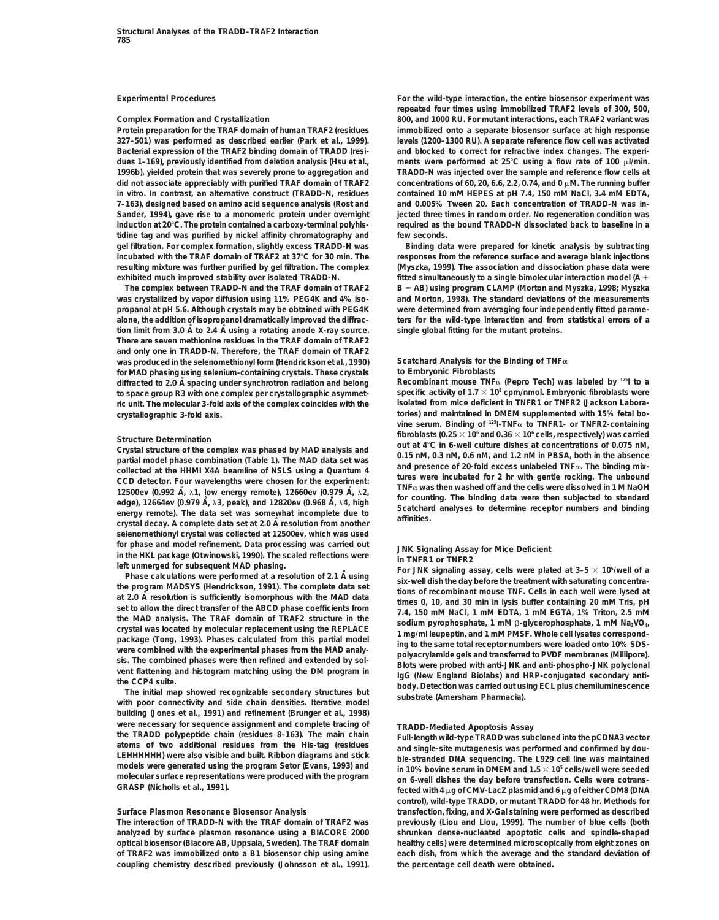## Experimental Procedures

### Complex Formation and Crystallization

Protein preparation for the TRAF domain of human TRAF2 (residues 327–501) was performed as described earlier (Park et al., 1999). Bacterial expression of the TRAF2 binding domain of TRADD (residues 1–169), previously identified from deletion analysis (Hsu et al., 1996b), yielded protein that was severely prone to aggregation and did not associate appreciably with purified TRAF domain of TRAF2 in vitro. In contrast, an alternative construct (TRADD-N, residues 7–163), designed based on amino acid sequence analysis (Rost and Sander, 1994), gave rise to a monomeric protein under overnight induction at 20°C. The protein contained a carboxy-terminal polyhistidine tag and was purified by nickel affinity chromatography and gel filtration. For complex formation, slightly excess TRADD-N was incubated with the TRAF domain of TRAF2 at 37°C for 30 min. The resulting mixture was further purified by gel filtration. The complex exhibited much improved stability over isolated TRADD-N.

The complex between TRADD-N and the TRAF domain of TRAF2 was crystallized by vapor diffusion using 11% PEG4K and 4% isopropanol at pH 5.6. Although crystals may be obtained with PEG4K alone, the addition of isopropanol dramatically improved the diffraction limit from 3.0 Å to 2.4 Å using a rotating anode X-ray source. There are seven methionine residues in the TRAF domain of TRAF2 and only one in TRADD-N. Therefore, the TRAF domain of TRAF2 was produced in the selenomethionyl form (Hendrickson et al., 1990) for MAD phasing using selenium-containing crystals. These crystals diffracted to 2.0 Å spacing under synchrotron radiation and belong to space group R3 with one complex per crystallographic asymmetric unit. The molecular 3-fold axis of the complex coincides with the crystallographic 3-fold axis.

### Structure Determination

Crystal structure of the complex was phased by MAD analysis and partial model phase combination (Table 1). The MAD data set was collected at the HHMI X4A beamline of NSLS using a Quantum 4 CCD detector. Four wavelengths were chosen for the experiment: 12500ev (0.992 Å, $\lambda 1$, low energy remote), 12660ev (0.979 Å, $\lambda 2$, edge), 12664ev (0.979 Å, $\lambda 3$, peak), and 12820ev (0.968 Å, $\lambda 4$, high energy remote). The data set was somewhat incomplete due to crystal decay. A complete data set at 2.0 Å resolution from another selenomethionyl crystal was collected at 12500ev, which was used for phase and model refinement. Data processing was carried out in the HKL package (Otwinowski, 1990). The scaled reflections were left unmerged for subsequent MAD phasing.

Phase calculations were performed at a resolution of 2.1 Å using the program MADSYS (Hendrickson, 1991). The complete data set at 2.0 Å resolution is sufficiently isomorphous with the MAD data set to allow the direct transfer of the ABCD phase coefficients from the MAD analysis. The TRAF domain of TRAF2 structure in the crystal was located by molecular replacement using the REPLACE package (Tong, 1993). Phases calculated from this partial model were combined with the experimental phases from the MAD analysis. The combined phases were then refined and extended by solvent flattening and histogram matching using the DM program in the CCP4 suite.

The initial map showed recognizable secondary structures but with poor connectivity and side chain densities. Iterative model building (Jones et al., 1991) and refinement (Brunger et al., 1998) were necessary for sequence assignment and complete tracing of the TRADD polypeptide chain (residues 8–163). The main chain atoms of two additional residues from the His-tag (residues LEHHHHHH) were also visible and built. Ribbon diagrams and stick models were generated using the program Setor (Evans, 1993) and molecular surface representations were produced with the program GRASP (Nicholls et al., 1991).

### Surface Plasmon Resonance Biosensor Analysis

The interaction of TRADD-N with the TRAF domain of TRAF2 was analyzed by surface plasmon resonance using a BIACORE 2000 optical biosensor (Biacore AB, Uppsala, Sweden). The TRAF domain of TRAF2 was immobilized onto a B1 biosensor chip using amine coupling chemistry described previously (Johnsson et al., 1991). For the wild-type interaction, the entire biosensor experiment was repeated four times using immobilized TRAF2 levels of 300, 500, 800, and 1000 RU. For mutant interactions, each TRAF2 variant was immobilized onto a separate biosensor surface at high response levels (1200–1300 RU). A separate reference flow cell was activated and blocked to correct for refractive index changes. The experiments were performed at 25°C using a flow rate of 100 μl/min. TRADD-N was injected over the sample and reference flow cells at concentrations of 60, 20, 6.6, 2.2, 0.74, and 0 μM. The running buffer contained 10 mM HEPES at pH 7.4, 150 mM NaCl, 3.4 mM EDTA, and 0.005% Tween 20. Each concentration of TRADD-N was injected three times in random order. No regeneration condition was required as the bound TRADD-N dissociated back to baseline in a few seconds.

Binding data were prepared for kinetic analysis by subtracting responses from the reference surface and average blank injections (Myszka, 1999). The association and dissociation phase data were fitted simultaneously to a single bimolecular interaction model ($A + B = AB$) using program CLAMP (Morton and Myszka, 1998; Myszka and Morton, 1998). The standard deviations of the measurements were determined from averaging four independently fitted parameters for the wild-type interaction and from statistical errors of a single global fitting for the mutant proteins.

### Scatchard Analysis for the Binding of TNFα to Embryonic Fibroblasts

Recombinant mouse TNFα (Pepro Tech) was labeled by $^{125}$I to a specific activity of $1.7 \times 10^8$ cpm/nmol. Embryonic fibroblasts were isolated from mice deficient in TNFR1 or TNFR2 (Jackson Laboratories) and maintained in DMEM supplemented with 15% fetal bovine serum. Binding of $^{125}$I-TNFα to TNFR1- or TNFR2-containing fibroblasts ($0.25 \times 10^6$ and $0.36 \times 10^6$ cells, respectively) was carried out at 4°C in 6-well culture dishes at concentrations of 0.075 nM, 0.15 nM, 0.3 nM, 0.6 nM, and 1.2 nM in PBSA, both in the absence and presence of 20-fold excess unlabeled TNFα. The binding mixtures were incubated for 2 hr with gentle rocking. The unbound TNFα was then washed off and the cells were dissolved in 1 M NaOH for counting. The binding data were then subjected to standard Scatchard analyses to determine receptor numbers and binding affinities.

### JNK Signaling Assay for Mice Deficient in TNFR1 or TNFR2

For JNK signaling assay, cells were plated at $3–5 \times 10^5$/well of a six-well dish the day before the treatment with saturating concentrations of recombinant mouse TNF. Cells in each well were lysed at times 0, 10, and 30 min in lysis buffer containing 20 mM Tris, pH 7.4, 150 mM NaCl, 1 mM EDTA, 1 mM EGTA, 1% Triton, 2.5 mM sodium pyrophosphate, 1 mM β-glycerophosphate, 1 mM $Na_3VO_4$, 1 mg/ml leupeptin, and 1 mM PMSF. Whole cell lysates corresponding to the same total receptor numbers were loaded onto 10% SDS-polyacrylamide gels and transferred to PVDF membranes (Millipore). Blots were probed with anti-JNK and anti-phospho-JNK polyclonal IgG (New England Biolabs) and HRP-conjugated secondary antibody. Detection was carried out using ECL plus chemiluminescence substrate (Amersham Pharmacia).

### TRADD-Mediated Apoptosis Assay

Full-length wild-type TRADD was subcloned into the pCDNA3 vector and single-site mutagenesis was performed and confirmed by double-stranded DNA sequencing. The L929 cell line was maintained in 10% bovine serum in DMEM and $1.5 \times 10^5$ cells/well were seeded on 6-well dishes the day before transfection. Cells were cotransfected with 4 μg of CMV-LacZ plasmid and 6 μg of either CDM8 (DNA control), wild-type TRADD, or mutant TRADD for 48 hr. Methods for transfection, fixing, and X-Gal staining were performed as described previously (Liou and Liou, 1999). The number of blue cells (both shrunken dense-nucleated apoptotic cells and spindle-shaped healthy cells) were determined microscopically from eight zones on each dish, from which the average and the standard deviation of the percentage cell death were obtained.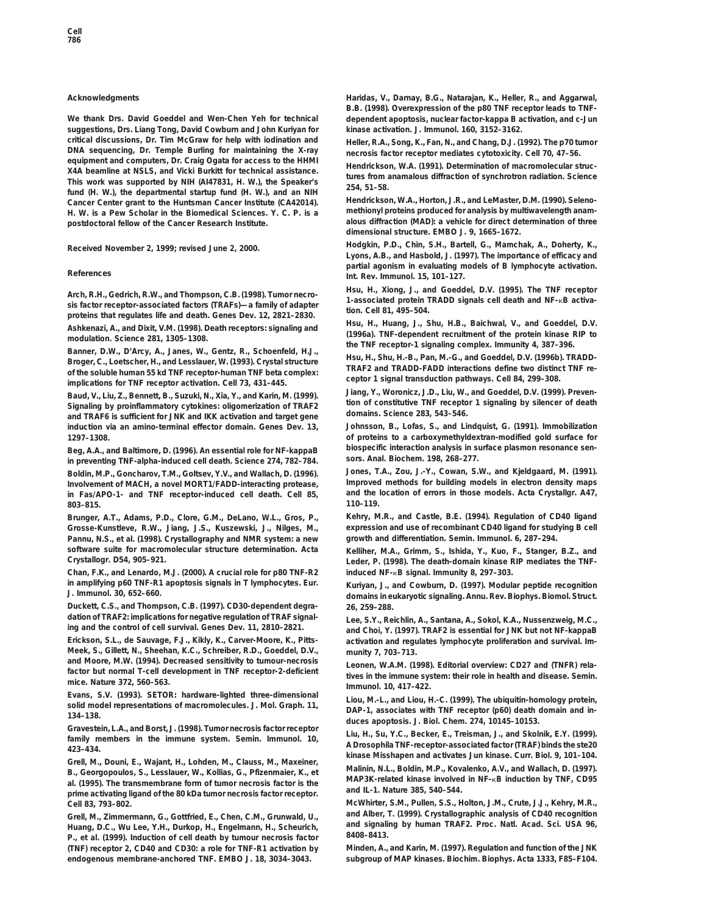## Acknowledgments

We thank Drs. David Goeddel and Wen-Chen Yeh for technical suggestions, Drs. Liang Tong, David Cowburn and John Kuriyan for critical discussions, Dr. Tim McGraw for help with iodination and DNA sequencing, Dr. Temple Burling for maintaining the X-ray equipment and computers, Dr. Craig Ogata for access to the HHMI X4A beamline at NSLS, and Vicki Burkitt for technical assistance. This work was supported by NIH (AI47831, H. W.), the Speaker's fund (H. W.), the departmental startup fund (H. W.), and an NIH Cancer Center grant to the Huntsman Cancer Institute (CA42014). H. W. is a Pew Scholar in the Biomedical Sciences. Y. C. P. is a postdoctoral fellow of the Cancer Research Institute.

Received November 2, 1999; revised June 2, 2000.

## References

Arch, R.H., Gedrich, R.W., and Thompson, C.B. (1998). Tumor necrosis factor receptor-associated factors (TRAFs)—a family of adapter proteins that regulates life and death. Genes Dev. 12, 2821–2830.

Ashkenazi, A., and Dixit, V.M. (1998). Death receptors: signaling and modulation. Science 281, 1305–1308.

Banner, D.W., D'Arcy, A., Janes, W., Gentz, R., Schoenfeld, H.J., Broger, C., Loetscher, H., and Lesslauer, W. (1993). Crystal structure of the soluble human 55 kd TNF receptor-human TNF beta complex: implications for TNF receptor activation. Cell 73, 431–445.

Baud, V., Liu, Z., Bennett, B., Suzuki, N., Xia, Y., and Karin, M. (1999). Signaling by proinflammatory cytokines: oligomerization of TRAF2 and TRAF6 is sufficient for JNK and IKK activation and target gene induction via an amino-terminal effector domain. Genes Dev. 13, 1297–1308.

Beg, A.A., and Baltimore, D. (1996). An essential role for NF-kappaB in preventing TNF-alpha-induced cell death. Science 274, 782–784.

Boldin, M.P., Goncharov, T.M., Goltsev, Y.V., and Wallach, D. (1996). Involvement of MACH, a novel MORT1/FADD-interacting protease, in Fas/APO-1- and TNF receptor-induced cell death. Cell 85, 803–815.

Brunger, A.T., Adams, P.D., Clore, G.M., DeLano, W.L., Gros, P., Grosse-Kunstleve, R.W., Jiang, J.S., Kuszewski, J., Nilges, M., Pannu, N.S., et al. (1998). Crystallography and NMR system: a new software suite for macromolecular structure determination. Acta Crystallogr. D54, 905–921.

Chan, F.K., and Lenardo, M.J. (2000). A crucial role for p80 TNF-R2 in amplifying p60 TNF-R1 apoptosis signals in T lymphocytes. Eur. J. Immunol. 30, 652–660.

Duckett, C.S., and Thompson, C.B. (1997). CD30-dependent degradation of TRAF2: implications for negative regulation of TRAF signaling and the control of cell survival. Genes Dev. 11, 2810–2821.

Erickson, S.L., de Sauvage, F.J., Kikly, K., Carver-Moore, K., Pitts-Meek, S., Gillett, N., Sheehan, K.C., Schreiber, R.D., Goeddel, D.V., and Moore, M.W. (1994). Decreased sensitivity to tumour-necrosis factor but normal T-cell development in TNF receptor-2-deficient mice. Nature 372, 560–563.

Evans, S.V. (1993). SETOR: hardware-lighted three-dimensional solid model representations of macromolecules. J. Mol. Graph. 11, 134–138.

Gravestein, L.A., and Borst, J. (1998). Tumor necrosis factor receptor family members in the immune system. Semin. Immunol. 10, 423–434.

Grell, M., Douni, E., Wajant, H., Lohden, M., Clauss, M., Maxeiner, B., Georgopoulos, S., Lesslauer, W., Kollias, G., Pfizenmaier, K., et al. (1995). The transmembrane form of tumor necrosis factor is the prime activating ligand of the 80 kDa tumor necrosis factor receptor. Cell 83, 793–802.

Grell, M., Zimmermann, G., Gottfried, E., Chen, C.M., Grunwald, U., Huang, D.C., Wu Lee, Y.H., Durkop, H., Engelmann, H., Scheurich, P., et al. (1999). Induction of cell death by tumour necrosis factor (TNF) receptor 2, CD40 and CD30: a role for TNF-R1 activation by endogenous membrane-anchored TNF. EMBO J. 18, 3034–3043.

Haridas, V., Darnay, B.G., Natarajan, K., Heller, R., and Aggarwal, B.B. (1998). Overexpression of the p80 TNF receptor leads to TNF-dependent apoptosis, nuclear factor-kappa B activation, and c-Jun kinase activation. J. Immunol. 160, 3152–3162.

Heller, R.A., Song, K., Fan, N., and Chang, D.J. (1992). The p70 tumor necrosis factor receptor mediates cytotoxicity. Cell 70, 47–56.

Hendrickson, W.A. (1991). Determination of macromolecular structures from anamalous diffraction of synchrotron radiation. Science 254, 51–58.

Hendrickson, W.A., Horton, J.R., and LeMaster, D.M. (1990). Selenomethionyl proteins produced for analysis by multiwavelength anamalous diffraction (MAD): a vehicle for direct determination of three dimensional structure. EMBO J. 9, 1665–1672.

Hodgkin, P.D., Chin, S.H., Bartell, G., Mamchak, A., Doherty, K., Lyons, A.B., and Hasbold, J. (1997). The importance of efficacy and partial agonism in evaluating models of B lymphocyte activation. Int. Rev. Immunol. 15, 101–127.

Hsu, H., Xiong, J., and Goeddel, D.V. (1995). The TNF receptor 1-associated protein TRADD signals cell death and NF-κB activation. Cell 81, 495–504.

Hsu, H., Huang, J., Shu, H.B., Baichwal, V., and Goeddel, D.V. (1996a). TNF-dependent recruitment of the protein kinase RIP to the TNF receptor-1 signaling complex. Immunity 4, 387–396.

Hsu, H., Shu, H.-B., Pan, M.-G., and Goeddel, D.V. (1996b). TRADD-TRAF2 and TRADD-FADD interactions define two distinct TNF receptor 1 signal transduction pathways. Cell 84, 299–308.

Jiang, Y., Woronicz, J.D., Liu, W., and Goeddel, D.V. (1999). Prevention of constitutive TNF receptor 1 signaling by silencer of death domains. Science 283, 543–546.

Johnsson, B., Lofas, S., and Lindquist, G. (1991). Immobilization of proteins to a carboxymethyldextran-modified gold surface for biospecific interaction analysis in surface plasmon resonance sensors. Anal. Biochem. 198, 268–277.

Jones, T.A., Zou, J.-Y., Cowan, S.W., and Kjeldgaard, M. (1991). Improved methods for building models in electron density maps and the location of errors in those models. Acta Crystallgr. A47, 110–119.

Kehry, M.R., and Castle, B.E. (1994). Regulation of CD40 ligand expression and use of recombinant CD40 ligand for studying B cell growth and differentiation. Semin. Immunol. 6, 287–294.

Kelliher, M.A., Grimm, S., Ishida, Y., Kuo, F., Stanger, B.Z., and Leder, P. (1998). The death-domain kinase RIP mediates the TNF-induced NF-κB signal. Immunity 8, 297–303.

Kuriyan, J., and Cowburn, D. (1997). Modular peptide recognition domains in eukaryotic signaling. Annu. Rev. Biophys. Biomol. Struct. 26, 259–288.

Lee, S.Y., Reichlin, A., Santana, A., Sokol, K.A., Nussenzweig, M.C., and Choi, Y. (1997). TRAF2 is essential for JNK but not NF-kappaB activation and regulates lymphocyte proliferation and survival. Immunity 7, 703–713.

Leonen, W.A.M. (1998). Editorial overview: CD27 and (TNFR) relatives in the immune system: their role in health and disease. Semin. Immunol. 10, 417–422.

Liou, M.-L., and Liou, H.-C. (1999). The ubiquitin-homology protein, DAP-1, associates with TNF receptor (p60) death domain and induces apoptosis. J. Biol. Chem. 274, 10145–10153.

Liu, H., Su, Y.C., Becker, E., Treisman, J., and Skolnik, E.Y. (1999). A Drosophila TNF-receptor-associated factor (TRAF) binds the ste20 kinase Misshapen and activates Jun kinase. Curr. Biol. 9, 101–104.

Malinin, N.L., Boldin, M.P., Kovalenko, A.V., and Wallach, D. (1997). MAP3K-related kinase involved in NF-κB induction by TNF, CD95 and IL-1. Nature 385, 540–544.

McWhirter, S.M., Pullen, S.S., Holton, J.M., Crute, J.J., Kehry, M.R., and Alber, T. (1999). Crystallographic analysis of CD40 recognition and signaling by human TRAF2. Proc. Natl. Acad. Sci. USA 96, 8408–8413.

Minden, A., and Karin, M. (1997). Regulation and function of the JNK subgroup of MAP kinases. Biochim. Biophys. Acta 1333, F85–F104.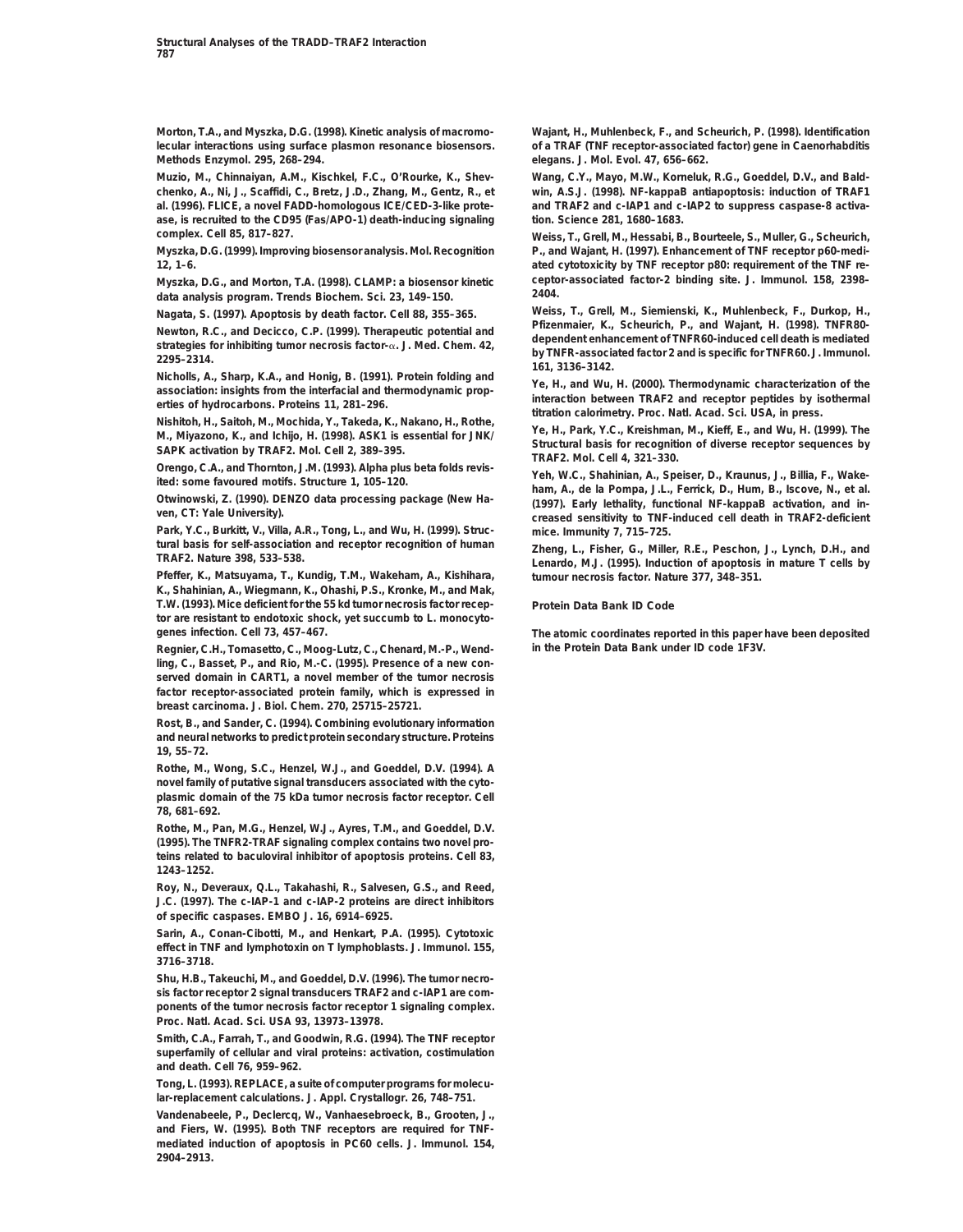Morton, T.A., and Myszka, D.G. (1998). Kinetic analysis of macromolecular interactions using surface plasmon resonance biosensors. Methods Enzymol. 295, 268–294.

Muzio, M., Chinnaiyan, A.M., Kischkel, F.C., O'Rourke, K., Shevchenko, A., Ni, J., Scaffidi, C., Bretz, J.D., Zhang, M., Gentz, R., et al. (1996). FLICE, a novel FADD-homologous ICE/CED-3-like protease, is recruited to the CD95 (Fas/APO-1) death-inducing signaling complex. Cell 85, 817–827.

Myszka, D.G. (1999). Improving biosensor analysis. Mol. Recognition 12, 1–6.

Myszka, D.G., and Morton, T.A. (1998). CLAMP: a biosensor kinetic data analysis program. Trends Biochem. Sci. 23, 149–150.

Nagata, S. (1997). Apoptosis by death factor. Cell 88, 355–365.

Newton, R.C., and Decicco, C.P. (1999). Therapeutic potential and strategies for inhibiting tumor necrosis factor-$\alpha$. J. Med. Chem. 42, 2295–2314.

Nicholls, A., Sharp, K.A., and Honig, B. (1991). Protein folding and association: insights from the interfacial and thermodynamic properties of hydrocarbons. Proteins 11, 281–296.

Nishitoh, H., Saitoh, M., Mochida, Y., Takeda, K., Nakano, H., Rothe, M., Miyazono, K., and Ichijo, H. (1998). ASK1 is essential for JNK/SAPK activation by TRAF2. Mol. Cell 2, 389–395.

Orengo, C.A., and Thornton, J.M. (1993). Alpha plus beta folds revisited: some favoured motifs. Structure 1, 105–120.

Otwinowski, Z. (1990). DENZO data processing package (New Haven, CT: Yale University).

Park, Y.C., Burkitt, V., Villa, A.R., Tong, L., and Wu, H. (1999). Structural basis for self-association and receptor recognition of human TRAF2. Nature 398, 533–538.

Pfeffer, K., Matsuyama, T., Kundig, T.M., Wakeham, A., Kishihara, K., Shahinian, A., Wiegmann, K., Ohashi, P.S., Kronke, M., and Mak, T.W. (1993). Mice deficient for the 55 kd tumor necrosis factor receptor are resistant to endotoxic shock, yet succumb to L. monocytogenes infection. Cell 73, 457–467.

Regnier, C.H., Tomasetto, C., Moog-Lutz, C., Chenard, M.-P., Wendling, C., Basset, P., and Rio, M.-C. (1995). Presence of a new conserved domain in CART1, a novel member of the tumor necrosis factor receptor-associated protein family, which is expressed in breast carcinoma. J. Biol. Chem. 270, 25715–25721.

Rost, B., and Sander, C. (1994). Combining evolutionary information and neural networks to predict protein secondary structure. Proteins 19, 55–72.

Rothe, M., Wong, S.C., Henzel, W.J., and Goeddel, D.V. (1994). A novel family of putative signal transducers associated with the cytoplasmic domain of the 75 kDa tumor necrosis factor receptor. Cell 78, 681–692.

Rothe, M., Pan, M.G., Henzel, W.J., Ayres, T.M., and Goeddel, D.V. (1995). The TNFR2-TRAF signaling complex contains two novel proteins related to baculoviral inhibitor of apoptosis proteins. Cell 83, 1243–1252.

Roy, N., Deveraux, Q.L., Takahashi, R., Salvesen, G.S., and Reed, J.C. (1997). The c-IAP-1 and c-IAP-2 proteins are direct inhibitors of specific caspases. EMBO J. 16, 6914–6925.

Sarin, A., Conan-Cibotti, M., and Henkart, P.A. (1995). Cytotoxic effect in TNF and lymphotoxin on T lymphoblasts. J. Immunol. 155, 3716–3718.

Shu, H.B., Takeuchi, M., and Goeddel, D.V. (1996). The tumor necrosis factor receptor 2 signal transducers TRAF2 and c-IAP1 are components of the tumor necrosis factor receptor 1 signaling complex. Proc. Natl. Acad. Sci. USA 93, 13973–13978.

Smith, C.A., Farrah, T., and Goodwin, R.G. (1994). The TNF receptor superfamily of cellular and viral proteins: activation, costimulation and death. Cell 76, 959–962.

Tong, L. (1993). REPLACE, a suite of computer programs for molecular-replacement calculations. J. Appl. Crystallogr. 26, 748–751.

Vandenabeele, P., Declercq, W., Vanhaesebroeck, B., Grooten, J., and Fiers, W. (1995). Both TNF receptors are required for TNF-mediated induction of apoptosis in PC60 cells. J. Immunol. 154, 2904–2913.

Wajant, H., Muhlenbeck, F., and Scheurich, P. (1998). Identification of a TRAF (TNF receptor-associated factor) gene in Caenorhabditis elegans. J. Mol. Evol. 47, 656–662.

Wang, C.Y., Mayo, M.W., Korneluk, R.G., Goeddel, D.V., and Baldwin, A.S.J. (1998). NF-kappaB antiapoptosis: induction of TRAF1 and TRAF2 and c-IAP1 and c-IAP2 to suppress caspase-8 activation. Science 281, 1680–1683.

Weiss, T., Grell, M., Hessabi, B., Bourteele, S., Muller, G., Scheurich, P., and Wajant, H. (1997). Enhancement of TNF receptor p60-mediated cytotoxicity by TNF receptor p80: requirement of the TNF receptor-associated factor-2 binding site. J. Immunol. 158, 2398–2404.

Weiss, T., Grell, M., Siemienski, K., Muhlenbeck, F., Durkop, H., Pfizenmaier, K., Scheurich, P., and Wajant, H. (1998). TNFR80-dependent enhancement of TNFR60-induced cell death is mediated by TNFR-associated factor 2 and is specific for TNFR60. J. Immunol. 161, 3136–3142.

Ye, H., and Wu, H. (2000). Thermodynamic characterization of the interaction between TRAF2 and receptor peptides by isothermal titration calorimetry. Proc. Natl. Acad. Sci. USA, in press.

Ye, H., Park, Y.C., Kreishman, M., Kieff, E., and Wu, H. (1999). The Structural basis for recognition of diverse receptor sequences by TRAF2. Mol. Cell 4, 321–330.

Yeh, W.C., Shahinian, A., Speiser, D., Kraunus, J., Billia, F., Wakeham, A., de la Pompa, J.L., Ferrick, D., Hum, B., Iscove, N., et al. (1997). Early lethality, functional NF-kappaB activation, and increased sensitivity to TNF-induced cell death in TRAF2-deficient mice. Immunity 7, 715–725.

Zheng, L., Fisher, G., Miller, R.E., Peschon, J., Lynch, D.H., and Lenardo, M.J. (1995). Induction of apoptosis in mature T cells by tumour necrosis factor. Nature 377, 348–351.

## Protein Data Bank ID Code

The atomic coordinates reported in this paper have been deposited in the Protein Data Bank under ID code 1F3V.